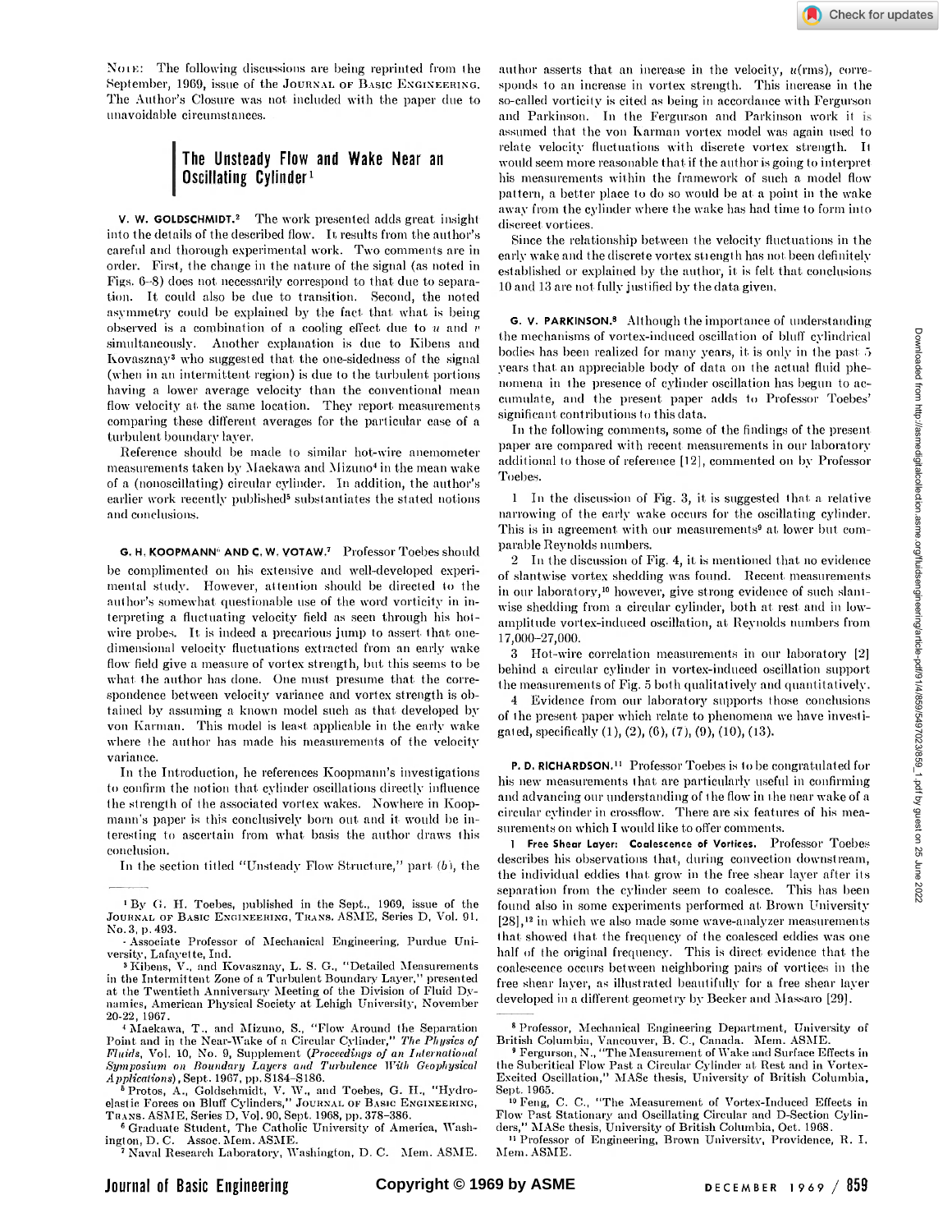NOTE: The following discussions are being reprinted from the September, 1969, issue of the JOURNAL OF BASIC ENGINEERING. The Author's Closure was not included with the paper due to unavoidable circumstances.

# The Unsteady Flow and Wake Near an Oscillating Cylinder[1]

**V. W. GOLDSCHMIDT.**[2] The work presented adds great insight into the details of the described flow. It results from the author's careful and thorough experimental work. Two comments are in order. First, the change in the nature of the signal (as noted in Figs. 6–8) does not necessarily correspond to that due to separation. It could also be due to transition. Second, the noted asymmetry could be explained by the fact that what is being observed is a combination of a cooling effect due to $u$ and $v$ simultaneously. Another explanation is due to Kibens and Kovasznay[3] who suggested that the one-sidedness of the signal (when in an intermittent region) is due to the turbulent portions having a lower average velocity than the conventional mean flow velocity at the same location. They report measurements comparing these different averages for the particular case of a turbulent boundary layer.

Reference should be made to similar hot-wire anemometer measurements taken by Maekawa and Mizuno[4] in the mean wake of a (nonoscillating) circular cylinder. In addition, the author's earlier work recently published[5] substantiates the stated notions and conclusions.

**G. H. KOOPMANN[6] AND C. W. VOTAW.**[7] Professor Toebes should be complimented on his extensive and well-developed experimental study. However, attention should be directed to the author's somewhat questionable use of the word vorticity in interpreting a fluctuating velocity field as seen through his hot-wire probes. It is indeed a precarious jump to assert that one-dimensional velocity fluctuations extracted from an early wake flow field give a measure of vortex strength, but this seems to be what the author has done. One must presume that the correspondence between velocity variance and vortex strength is obtained by assuming a known model such as that developed by von Karman. This model is least applicable in the early wake where the author has made his measurements of the velocity variance.

In the Introduction, he references Koopmann's investigations to confirm the notion that cylinder oscillations directly influence the strength of the associated vortex wakes. Nowhere in Koopmann's paper is this conclusively born out and it would be interesting to ascertain from what basis the author draws this conclusion.

In the section titled "Unsteady Flow Structure," part (b), the author asserts that an increase in the velocity, $u$(rms), corresponds to an increase in vortex strength. This increase in the so-called vorticity is cited as being in accordance with Ferguson and Parkinson. In the Ferguson and Parkinson work it is assumed that the von Karman vortex model was again used to relate velocity fluctuations with discrete vortex strength. It would seem more reasonable that if the author is going to interpret his measurements within the framework of such a model flow pattern, a better place to do so would be at a point in the wake away from the cylinder where the wake has had time to form into discreet vortices.

Since the relationship between the velocity fluctuations in the early wake and the discrete vortex strength has not been definitely established or explained by the author, it is felt that conclusions 10 and 13 are not fully justified by the data given.

**G. V. PARKINSON.**[8] Although the importance of understanding the mechanisms of vortex-induced oscillation of bluff cylindrical bodies has been realized for many years, it is only in the past 5 years that an appreciable body of data on the actual fluid phenomena in the presence of cylinder oscillation has begun to accumulate, and the present paper adds to Professor Toebes' significant contributions to this data.

In the following comments, some of the findings of the present paper are compared with recent measurements in our laboratory additional to those of reference [12], commented on by Professor Toebes.

1 In the discussion of Fig. 3, it is suggested that a relative narrowing of the early wake occurs for the oscillating cylinder. This is in agreement with our measurements[9] at lower but comparable Reynolds numbers.

2 In the discussion of Fig. 4, it is mentioned that no evidence of slantwise vortex shedding was found. Recent measurements in our laboratory,[10] however, give strong evidence of such slantwise shedding from a circular cylinder, both at rest and in low-amplitude vortex-induced oscillation, at Reynolds numbers from 17,000–27,000.

3 Hot-wire correlation measurements in our laboratory [2] behind a circular cylinder in vortex-induced oscillation support the measurements of Fig. 5 both qualitatively and quantitatively.

4 Evidence from our laboratory supports those conclusions of the present paper which relate to phenomena we have investigated, specifically (1), (2), (6), (7), (9), (10), (13).

**P. D. RICHARDSON.**[11] Professor Toebes is to be congratulated for his new measurements that are particularly useful in confirming and advancing our understanding of the flow in the near wake of a circular cylinder in crossflow. There are six features of his measurements on which I would like to offer comments.

1 **Free Shear Layer: Coalescence of Vortices.** Professor Toebes describes his observations that, during convection downstream, the individual eddies that grow in the free shear layer after its separation from the cylinder seem to coalesce. This has been found also in some experiments performed at Brown University [28],[12] in which we also made some wave-analyzer measurements that showed that the frequency of the coalesced eddies was one half of the original frequency. This is direct evidence that the coalescence occurs between neighboring pairs of vortices in the free shear layer, as illustrated beautifully for a free shear layer developed in a different geometry by Becker and Massaro [29].

---

[1] By G. H. Toebes, published in the Sept., 1969, issue of the JOURNAL OF BASIC ENGINEERING, TRANS. ASME, Series D, Vol. 91, No. 3, p. 493.

[2] Associate Professor of Mechanical Engineering, Purdue University, Lafayette, Ind.

[3] Kibens, V., and Kovasznay, L. S. G., "Detailed Measurements in the Intermittent Zone of a Turbulent Boundary Layer," presented at the Twentieth Anniversary Meeting of the Division of Fluid Dynamics, American Physical Society at Lehigh University, November 20-22, 1967.

[4] Maekawa, T., and Mizuno, S., "Flow Around the Separation Point and in the Near-Wake of a Circular Cylinder," *The Physics of Fluids*, Vol. 10, No. 9, Supplement (*Proceedings of an International Symposium on Boundary Layers and Turbulence With Geophysical Applications*), Sept. 1967, pp. S184–S186.

[5] Protos, A., Goldschmidt, V. W., and Toebes, G. H., "Hydroelastic Forces on Bluff Cylinders," JOURNAL OF BASIC ENGINEERING, TRANS. ASME, Series D, Vol. 90, Sept. 1968, pp. 378–386.

[6] Graduate Student, The Catholic University of America, Washington, D. C. Assoc. Mem. ASME.

[7] Naval Research Laboratory, Washington, D. C. Mem. ASME.

[8] Professor, Mechanical Engineering Department, University of British Columbia, Vancouver, B. C., Canada. Mem. ASME.

[9] Ferguson, N., "The Measurement of Wake and Surface Effects in the Subcritical Flow Past a Circular Cylinder at Rest and in Vortex-Excited Oscillation," MASc thesis, University of British Columbia, Sept. 1965.

[10] Feng, C. C., "The Measurement of Vortex-Induced Effects in Flow Past Stationary and Oscillating Circular and D-Section Cylinders," MASc thesis, University of British Columbia, Oct. 1968.

[11] Professor of Engineering, Brown University, Providence, R. I. Mem. ASME.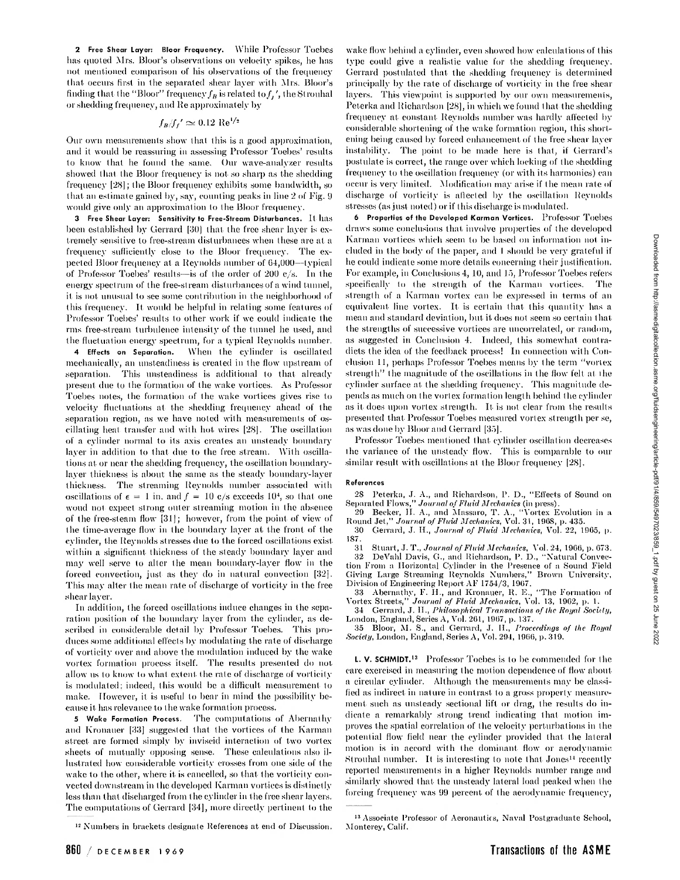**2 Free Shear Layer: Bloor Frequency.** While Professor Toebes has quoted Mrs. Bloor's observations on velocity spikes, he has not mentioned comparison of his observations of the frequency that occurs first in the separated shear layer with Mrs. Bloor's finding that the "Bloor" frequency $f_B$ is related to $f_f'$, the Strouhal or shedding frequency, and Re approximately by

$$f_B/f_f' \simeq 0.12 \text{ Re}^{1/2}$$

Our own measurements show that this is a good approximation, and it would be reassuring in assessing Professor Toebes' results to know that he found the same. Our wave-analyzer results showed that the Bloor frequency is not so sharp as the shedding frequency [28]; the Bloor frequency exhibits some bandwidth, so that an estimate gained by, say, counting peaks in line 2 of Fig. 9 would give only an approximation to the Bloor frequency.

**3 Free Shear Layer: Sensitivity to Free-Stream Disturbances.** It has been established by Gerrard [30] that the free shear layer is extremely sensitive to free-stream disturbances when these are at a frequency sufficiently close to the Bloor frequency. The expected Bloor frequency at a Reynolds number of 64,000—typical of Professor Toebes' results—is of the order of 200 c/s. In the energy spectrum of the free-stream disturbances of a wind tunnel, it is not unusual to see some contribution in the neighborhood of this frequency. It would be helpful in relating some features of Professor Toebes' results to other work if we could indicate the rms free-stream turbulence intensity of the tunnel he used, and the fluctuation energy spectrum, for a typical Reynolds number.

**4 Effects on Separation.** When the cylinder is oscillated mechanically, an unsteadiness is created in the flow upstream of separation. This unsteadiness is additional to that already present due to the formation of the wake vortices. As Professor Toebes notes, the formation of the wake vortices gives rise to velocity fluctuations at the shedding frequency ahead of the separation region, as we have noted with measurements of oscillating heat transfer and with hot wires [28]. The oscillation of a cylinder normal to its axis creates an unsteady boundary layer in addition to that due to the free stream. With oscillations at or near the shedding frequency, the oscillation boundary-layer thickness is about the same as the steady boundary-layer thickness. The streaming Reynolds number associated with oscillations of $\epsilon$ = 1 in. and $f$ = 10 c/s exceeds $10^4$, so that one woud not expect strong outer streaming motion in the absence of the free-steam flow [31]; however, from the point of view of the time-average flow in the boundary layer at the front of the cylinder, the Reynolds stresses due to the forced oscillations exist within a significant thickness of the steady boundary layer and may well serve to alter the mean boundary-layer flow in the forced convection, just as they do in natural convection [32]. This may alter the mean rate of discharge of vorticity in the free shear layer.

In addition, the forced oscillations induce changes in the separation position of the boundary layer from the cylinder, as described in considerable detail by Professor Toebes. This produces some additional effects by modulating the rate of discharge of vorticity over and above the modulation induced by the wake vortex formation process itself. The results presented do not allow us to know to what extent the rate of discharge of vorticity is modulated; indeed, this would be a difficult measurement to make. However, it is useful to bear in mind the possibility because it has relevance to the wake formation process.

**5 Wake Formation Process.** The computations of Abernathy and Kronauer [33] suggested that the vortices of the Karman street are formed simply by inviscid interaction of two vortex sheets of mutually opposing sense. These calculations also illustrated how considerable vorticity crosses from one side of the wake to the other, where it is cancelled, so that the vorticity convected downstream in the developed Karman vortices is distinctly less than that discharged from the cylinder in the free shear layers. The computations of Gerrard [34], more directly pertinent to the wake flow behind a cylinder, even showed how calculations of this type could give a realistic value for the shedding frequency. Gerrard postulated that the shedding frequency is determined principally by the rate of discharge of vorticity in the free shear layers. This viewpoint is supported by our own measurements, Peterka and Richardson [28], in which we found that the shedding frequency at constant Reynolds number was hardly affected by considerable shortening of the wake formation region, this shortening being caused by forced enhancement of the free shear layer instability. The point to be made here is that, if Gerrard's postulate is correct, the range over which locking of the shedding frequency to the oscillation frequency (or with its harmonics) can occur is very limited. Modification may arise if the mean rate of discharge of vorticity is affected by the oscillation Reynolds stresses (as just noted) or if this discharge is modulated.

**6 Properties of the Developed Karman Vortices.** Professor Toebes draws some conclusions that involve properties of the developed Karman vortices which seem to be based on information not included in the body of the paper, and I should be very grateful if he could indicate some more details concerning their justification. For example, in Conclusions 4, 10, and 15, Professor Toebes refers specifically to the strength of the Karman vortices. The strength of a Karman vortex can be expressed in terms of an equivalent line vortex. It is certain that this quantity has a mean and standard deviation, but it does not seem so certain that the strengths of successive vortices are uncorrelated, or random, as suggested in Conclusion 4. Indeed, this somewhat contradicts the idea of the feedback process! In connection with Conclusion 11, perhaps Professor Toebes means by the term "vortex strength" the magnitude of the oscillations in the flow felt at the cylinder surface at the shedding frequency. This magnitude depends as much on the vortex formation length behind the cylinder as it does upon vortex strength. It is not clear from the results presented that Professor Toebes measured vortex strength per se, as was done by Bloor and Gerrard [35].

Professor Toebes mentioned that cylinder oscillation decreases the variance of the unsteady flow. This is comparable to our similar result with oscillations at the Bloor frequency [28].

#### References

28 Peterka, J. A., and Richardson, P. D., "Effects of Sound on Separated Flows," *Journal of Fluid Mechanics* (in press).

29 Becker, H. A., and Massaro, T. A., "Vortex Evolution in a Round Jet," *Journal of Fluid Mechanics*, Vol. 31, 1968, p. 435.

30 Gerrard, J. H., *Journal of Fluid Mechanics*, Vol. 22, 1965, p. 187.

31 Stuart, J. T., *Journal of Fluid Mechanics*, Vol. 24, 1966, p. 673.

32 DeVahl Davis, G., and Richardson, P. D., "Natural Convection From a Horizontal Cylinder in the Presence of a Sound Field Giving Large Streaming Reynolds Numbers," Brown University, Division of Engineering Report AF 1754/3, 1967.

33 Abernathy, F. H., and Kronauer, R. E., "The Formation of Vortex Streets," *Journal of Fluid Mechanics*, Vol. 13, 1962, p. 1.

34 Gerrard, J. H., *Philosophical Transactions of the Royal Society*, London, England, Series A, Vol. 261, 1967, p. 137.

35 Bloor, M. S., and Gerrard, J. H., *Proceedings of the Royal Society*, London, England, Series A, Vol. 294, 1966, p. 319.

**L. V. SCHMIDT.**[13] Professor Toebes is to be commended for the care exercised in measuring the motion dependence of flow about a circular cylinder. Although the measurements may be classified as indirect in nature in contrast to a gross property measurement such as unsteady sectional lift or drag, the results do indicate a remarkably strong trend indicating that motion improves the spatial correlation of the velocity perturbations in the potential flow field near the cylinder provided that the lateral motion is in accord with the dominant flow or aerodynamic Strouhal number. It is interesting to note that Jones[14] recently reported measurements in a higher Reynolds number range and similarly showed that the unsteady lateral load peaked when the forcing frequency was 99 percent of the aerodynamic frequency,

[12] Numbers in brackets designate References at end of Discussion.

[13] Associate Professor of Aeronautics, Naval Postgraduate School, Monterey, Calif.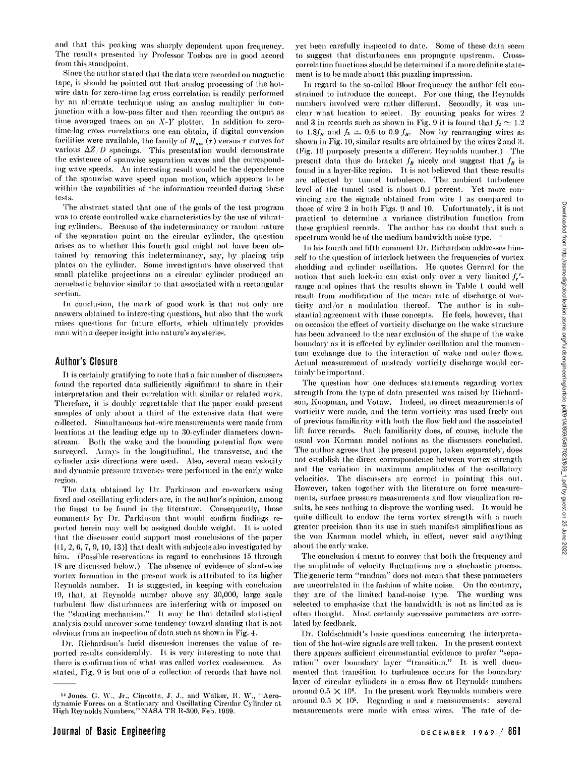and that this peaking was sharply dependent upon frequency. The results presented by Professor Toebes are in good accord from this standpoint.

Since the author stated that the data were recorded on magnetic tape, it should be pointed out that analog processing of the hot-wire data for zero-time lag cross correlation is readily performed by an alternate technique using an analog multiplier in conjunction with a low-pass filter and then recording the output as time averaged traces on an X-Y plotter. In addition to zero-time-lag cross correlations one can obtain, if digital conversion facilities were available, the family of $R_{nm}(\tau)$ versus $\tau$ curves for various $\Delta Z/D$ spacings. This presentation would demonstrate the existence of spanwise separation waves and the corresponding wave speeds. An interesting result would be the dependence of the spanwise wave speed upon motion, which appears to be within the capabilities of the information recorded during these tests.

The abstract stated that one of the goals of the test program was to create controlled wake characteristics by the use of vibrating cylinders. Because of the indeterminancy or random nature of the separation point on the circular cylinder, the question arises as to whether this fourth goal might not have been obtained by removing this indeterminancy, say, by placing trip plates on the cylinder. Some investigators have observed that small platelike projections on a circular cylinder produced an aeroelastic behavior similar to that associated with a rectangular section.

In conclusion, the mark of good work is that not only are answers obtained to interesting questions, but also that the work raises questions for future efforts, which ultimately provides man with a deeper insight into nature's mysteries.

## Author's Closure

It is certainly gratifying to note that a fair number of discussers found the reported data sufficiently significant to share in their interpretation and their correlation with similar or related work. Therefore, it is doubly regrettable that the paper could present samples of only about a third of the extensive data that were collected. Simultaneous hot-wire measurements were made from locations at the leading edge up to 30-cylinder diameters downstream. Both the wake and the bounding potential flow were surveyed. Arrays in the longitudinal, the transverse, and the cylinder axis directions were used. Also, several mean velocity and dynamic pressure traverses were performed in the early wake region.

The data obtained by Dr. Parkinson and co-workers using fixed and oscillating cylinders are, in the author's opinion, among the finest to be found in the literature. Consequently, those comments by Dr. Parkinson that would confirm findings reported herein may well be assigned double weight. It is noted that the discusser could support most conclusions of the paper [(1, 2, 6, 7, 9, 10, 13)] that dealt with subjects also investigated by him. (Possible reservations in regard to conclusions 15 through 18 are discussed below.) The absence of evidence of slant-wise vortex formation in the present work is attributed to its higher Reynolds number. It is suggested, in keeping with conclusion 19, that, at Reynolds number above say 30,000, large scale turbulent flow disturbances are interfering with or imposed on the "slanting mechanism." It may be that detailed statistical analysis could uncover some tendency toward slanting that is not obvious from an inspection of data such as shown in Fig. 4.

Dr. Richardson's lucid discussion increases the value of reported results considerably. It is very interesting to note that there is confirmation of what was called vortex coalescence. As stated, Fig. 9 is but one of a collection of records that have not yet been carefully inspected to date. Some of these data seem to suggest that disturbances can propagate upstream. Cross-correlation functions should be determined if a more definite statement is to be made about this puzzling impression.

In regard to the so-called Bloor frequency the author felt constrained to introduce the concept. For one thing, the Reynolds numbers involved were rather different. Secondly, it was unclear what location to select. By counting peaks for wires 2 and 3 in records such as shown in Fig. 9 it is found that $f_2 \simeq 1.2$ to $1.8 f_B$ and $f_3 \simeq 0.6$ to $0.9 f_B$. Now by rearranging wires as shown in Fig. 10, similar results are obtained by the wires 2 and 3. (Fig. 10 purposely presents a different Reynolds number.) The present data thus do bracket $f_B$ nicely and suggest that $f_B$ is found in a layer-like region. It is not believed that these results are affected by tunnel turbulence. The ambient turbulence level of the tunnel used is about 0.1 percent. Yet more convincing are the signals obtained from wire 1 as compared to those of wire 2 in both Figs. 9 and 10. Unfortunately, it is not practical to determine a variance distribution function from these graphical records. The author has no doubt that such a spectrum would be of the medium bandwidth noise type.

In his fourth and fifth comment Dr. Richardson addresses himself to the question of interlock between the frequencies of vortex shedding and cylinder oscillation. He quotes Gerrard for the notion that such lock-in can exist only over a very limited $f_r'$-range and opines that the results shown in Table 1 could well result from modification of the mean rate of discharge of vorticity and/or a modulation thereof. The author is in substantial agreement with these concepts. He feels, however, that on occasion the effect of vorticity discharge on the wake structure has been advanced to the near exclusion of the shape of the wake boundary as it is effected by cylinder oscillation and the momentum exchange due to the interaction of wake and outer flows. Actual measurement of unsteady vorticity discharge would certainly be important.

The question how one deduces statements regarding vortex strength from the type of data presented was raised by Richardson, Koopman, and Votaw. Indeed, no direct measurements of vorticity were made, and the term vorticity was used freely out of previous familiarity with both the flow field and the associated lift force records. Such familiarity does, of course, include the usual von Karman model notions as the discussers concluded. The author agrees that the present paper, taken separately, does not establish the direct correspondence between vortex strength and the variation in maximum amplitudes of the oscillatory velocities. The discussers are correct in pointing this out. However, taken together with the literature on force measurements, surface pressure measurements and flow visualization results, he sees nothing to disprove the wording used. It would be quite difficult to endow the term vortex strength with a much greater precision than its use in such manifest simplifications as the von Karman model which, in effect, never said anything about the early wake.

The conclusion 4 meant to convey that both the frequency and the amplitude of velocity fluctuations are a stochastic process. The generic term "random" does not mean that these parameters are uncorrelated in the fashion of white noise. On the contrary, they are of the limited band-noise type. The wording was selected to emphasize that the bandwidth is not as limited as is often thought. Most certainly successive parameters are correlated by feedback.

Dr. Goldschmidt's basic questions concerning the interpretation of the hot-wire signals are well taken. In the present context there appears sufficient circumstantial evidence to prefer "separation" over boundary layer "transition." It is well documented that transition to turbulence occurs for the boundary layer of circular cylinders in a cross flow at Reynolds numbers around $0.5 \times 10^6$. In the present work Reynolds numbers were around $0.5 \times 10^5$. Regarding $u$ and $v$ measurements: several measurements were made with cross wires. The rate of de-

---

[14] Jones, G. W., Jr., Cincotta, J. J., and Walker, R. W., "Aerodynamic Forces on a Stationary and Oscillating Circular Cylinder at High Reynolds Numbers," NASA TR R-300, Feb. 1969.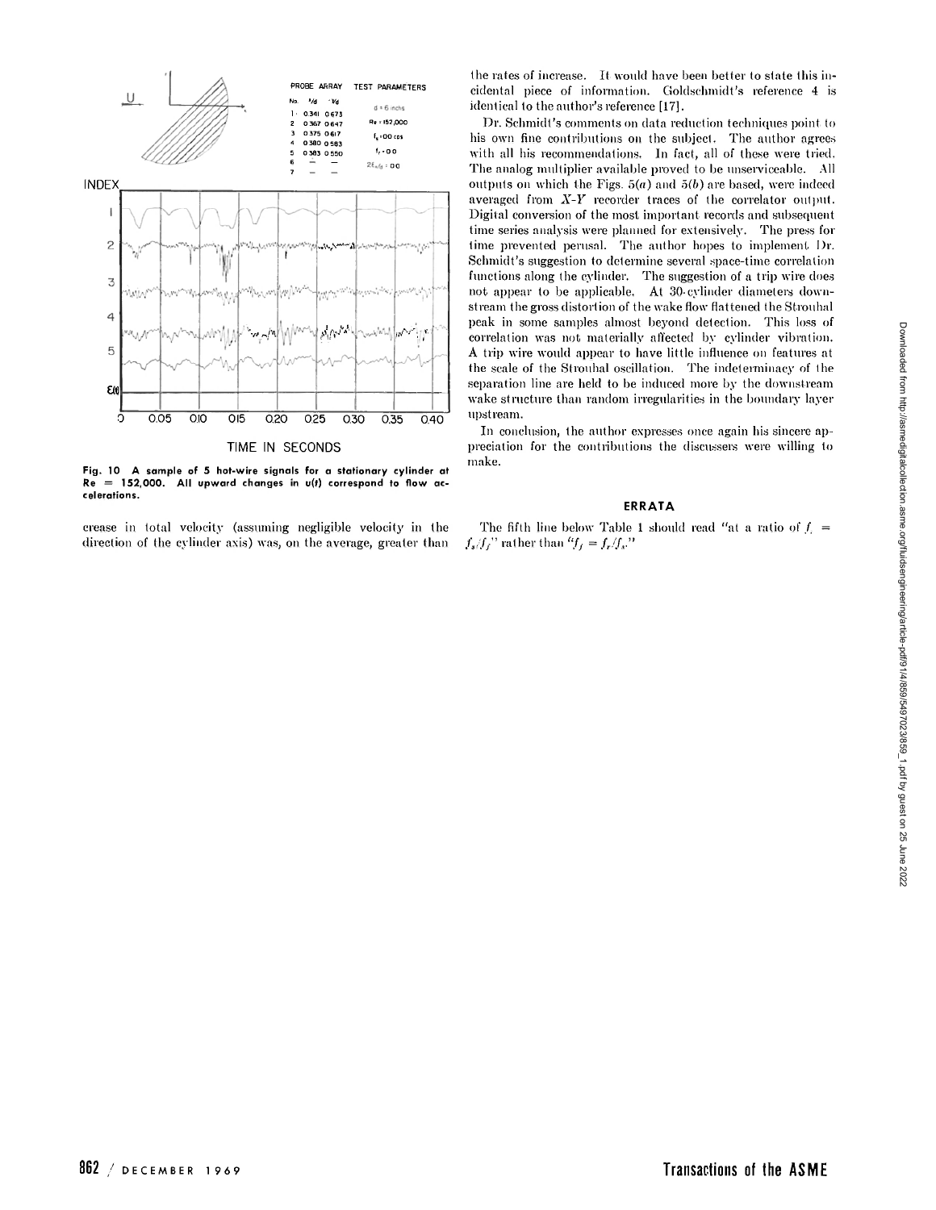PROBE ARRAY

| No. | x/d | y/d |
|---|---|---|
| 1 | 0.341 | 0.673 |
| 2 | 0.367 | 0.647 |
| 3 | 0.375 | 0.617 |
| 4 | 0.380 | 0.583 |
| 5 | 0.383 | 0.550 |
| 6 | — | — |
| 7 | — | — |

TEST PARAMETERS

d = 6 inchs

Re = 152,000

$f_s$ = 00 cps

$f_r$ = 0.0

$2\xi_r/d$ = 0.0

U

INDEX

1

2

3

4

5

$\varepsilon(t)$

0 0.05 0.10 0.15 0.20 0.25 0.30 0.35 0.40

TIME IN SECONDS

**Fig. 10 A sample of 5 hot-wire signals for a stationary cylinder at Re = 152,000. All upward changes in u(t) correspond to flow accelerations.**

crease in total velocity (assuming negligible velocity in the direction of the cylinder axis) was, on the average, greater than the rates of increase. It would have been better to state this incidental piece of information. Goldschmidt's reference 4 is identical to the author's reference [17].

Dr. Schmidt's comments on data reduction techniques point to his own fine contributions on the subject. The author agrees with all his recommendations. In fact, all of these were tried. The analog multiplier available proved to be unserviceable. All outputs on which the Figs. 5(*a*) and 5(*b*) are based, were indeed averaged from *X*-*Y* recorder traces of the correlator output. Digital conversion of the most important records and subsequent time series analysis were planned for extensively. The press for time prevented perusal. The author hopes to implement Dr. Schmidt's suggestion to determine several space-time correlation functions along the cylinder. The suggestion of a trip wire does not appear to be applicable. At 30-cylinder diameters downstream the gross distortion of the wake flow flattened the Strouhal peak in some samples almost beyond detection. This loss of correlation was not materially affected by cylinder vibration. A trip wire would appear to have little influence on features at the scale of the Strouhal oscillation. The indeterminacy of the separation line are held to be induced more by the downstream wake structure than random irregularities in the boundary layer upstream.

In conclusion, the author expresses once again his sincere appreciation for the contributions the discussers were willing to make.

## ERRATA

The fifth line below Table 1 should read "at a ratio of $f_r = f_s/f_f$" rather than "$f_f = f_r/f_s$."